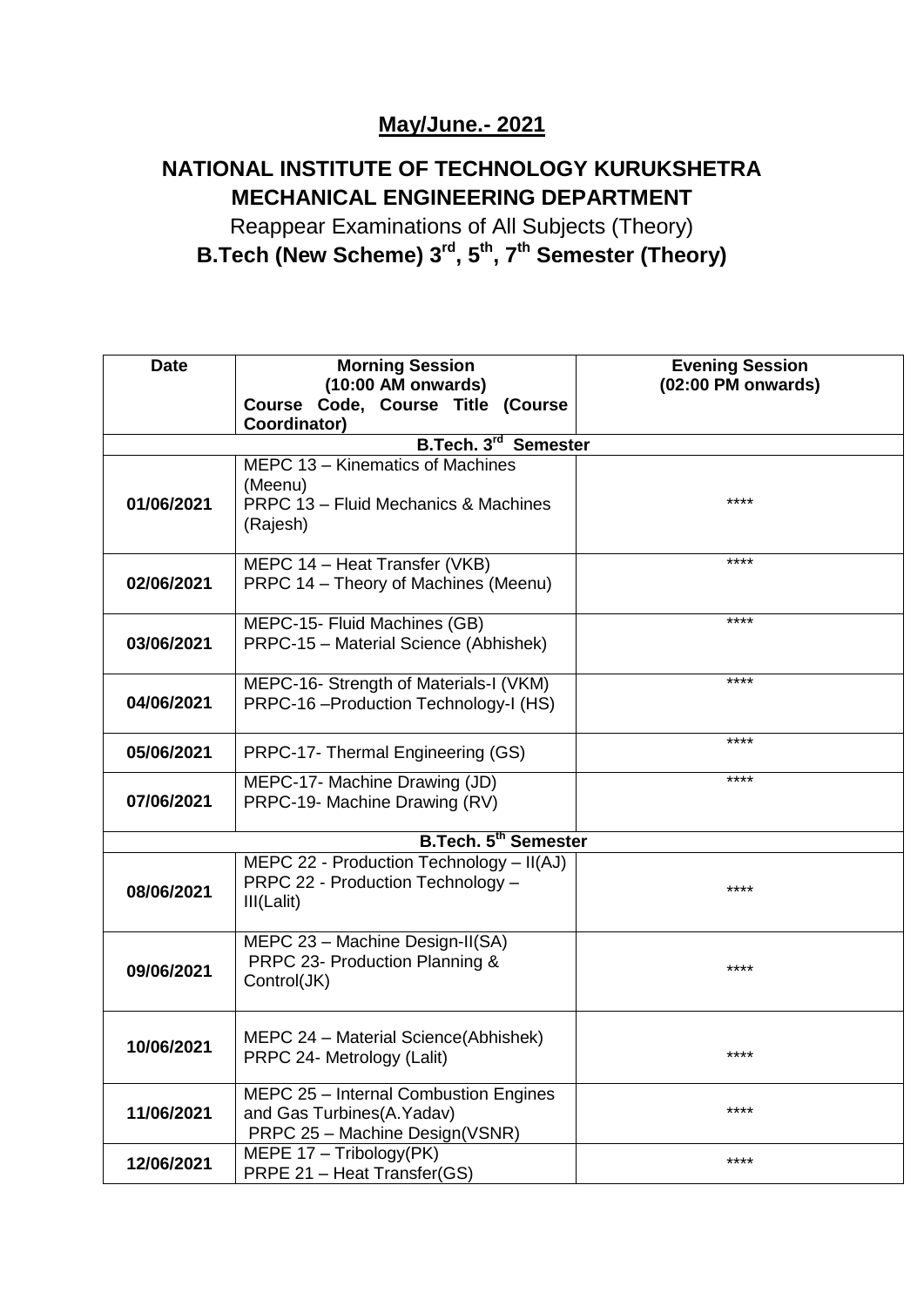## May/June.- 2021

## NATIONAL INSTITUTE OF TECHNOLOGY KURUKSHETRA
## MECHANICAL ENGINEERING DEPARTMENT

Reappear Examinations of All Subjects (Theory)

**B.Tech (New Scheme) 3rd, 5th, 7th Semester (Theory)**

| Date | Morning Session (10:00 AM onwards) Course Code, Course Title (Course Coordinator) | Evening Session (02:00 PM onwards) |
|---|---|---|
| **B.Tech. 3rd Semester** | | |
| 01/06/2021 | MEPC 13 – Kinematics of Machines (Meenu)<br>PRPC 13 – Fluid Mechanics & Machines (Rajesh) | **** |
| 02/06/2021 | MEPC 14 – Heat Transfer (VKB)<br>PRPC 14 – Theory of Machines (Meenu) | **** |
| 03/06/2021 | MEPC-15- Fluid Machines (GB)<br>PRPC-15 – Material Science (Abhishek) | **** |
| 04/06/2021 | MEPC-16- Strength of Materials-I (VKM)<br>PRPC-16 –Production Technology-I (HS) | **** |
| 05/06/2021 | PRPC-17- Thermal Engineering (GS) | **** |
| 07/06/2021 | MEPC-17- Machine Drawing (JD)<br>PRPC-19- Machine Drawing (RV) | **** |
| **B.Tech. 5th Semester** | | |
| 08/06/2021 | MEPC 22 - Production Technology – II(AJ)<br>PRPC 22 - Production Technology – III(Lalit) | **** |
| 09/06/2021 | MEPC 23 – Machine Design-II(SA)<br>PRPC 23- Production Planning & Control(JK) | **** |
| 10/06/2021 | MEPC 24 – Material Science(Abhishek)<br>PRPC 24- Metrology (Lalit) | **** |
| 11/06/2021 | MEPC 25 – Internal Combustion Engines and Gas Turbines(A.Yadav)<br>PRPC 25 – Machine Design(VSNR) | **** |
| 12/06/2021 | MEPE 17 – Tribology(PK)<br>PRPE 21 – Heat Transfer(GS) | **** |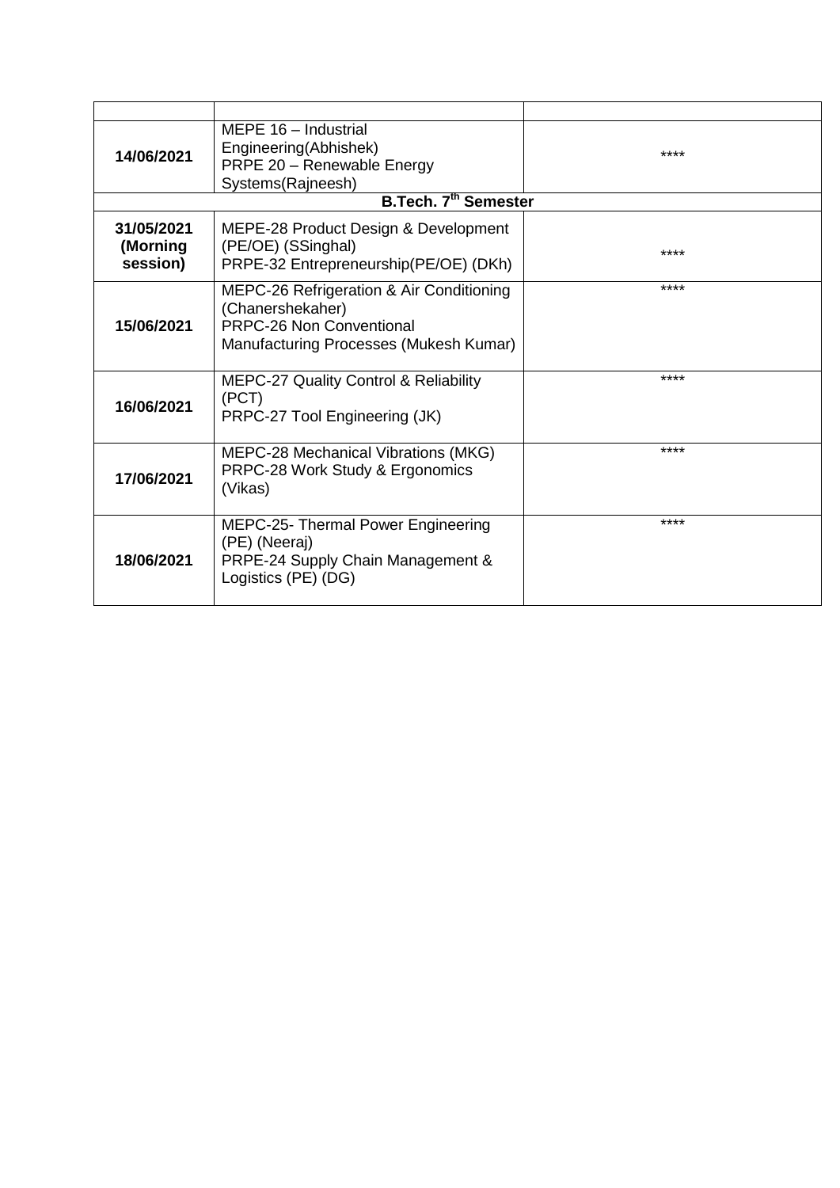| | | |
|---|---|---|
| 14/06/2021 | MEPE 16 – Industrial Engineering(Abhishek)<br>PRPE 20 – Renewable Energy Systems(Rajneesh) | **** |
| **B.Tech. 7th Semester** | | |
| **31/05/2021 (Morning session)** | MEPE-28 Product Design & Development (PE/OE) (SSinghal)<br>PRPE-32 Entrepreneurship(PE/OE) (DKh) | **** |
| **15/06/2021** | MEPC-26 Refrigeration & Air Conditioning (Chanershekaher)<br>PRPC-26 Non Conventional Manufacturing Processes (Mukesh Kumar) | **** |
| **16/06/2021** | MEPC-27 Quality Control & Reliability (PCT)<br>PRPC-27 Tool Engineering (JK) | **** |
| **17/06/2021** | MEPC-28 Mechanical Vibrations (MKG)<br>PRPC-28 Work Study & Ergonomics (Vikas) | **** |
| **18/06/2021** | MEPC-25- Thermal Power Engineering (PE) (Neeraj)<br>PRPE-24 Supply Chain Management & Logistics (PE) (DG) | **** |